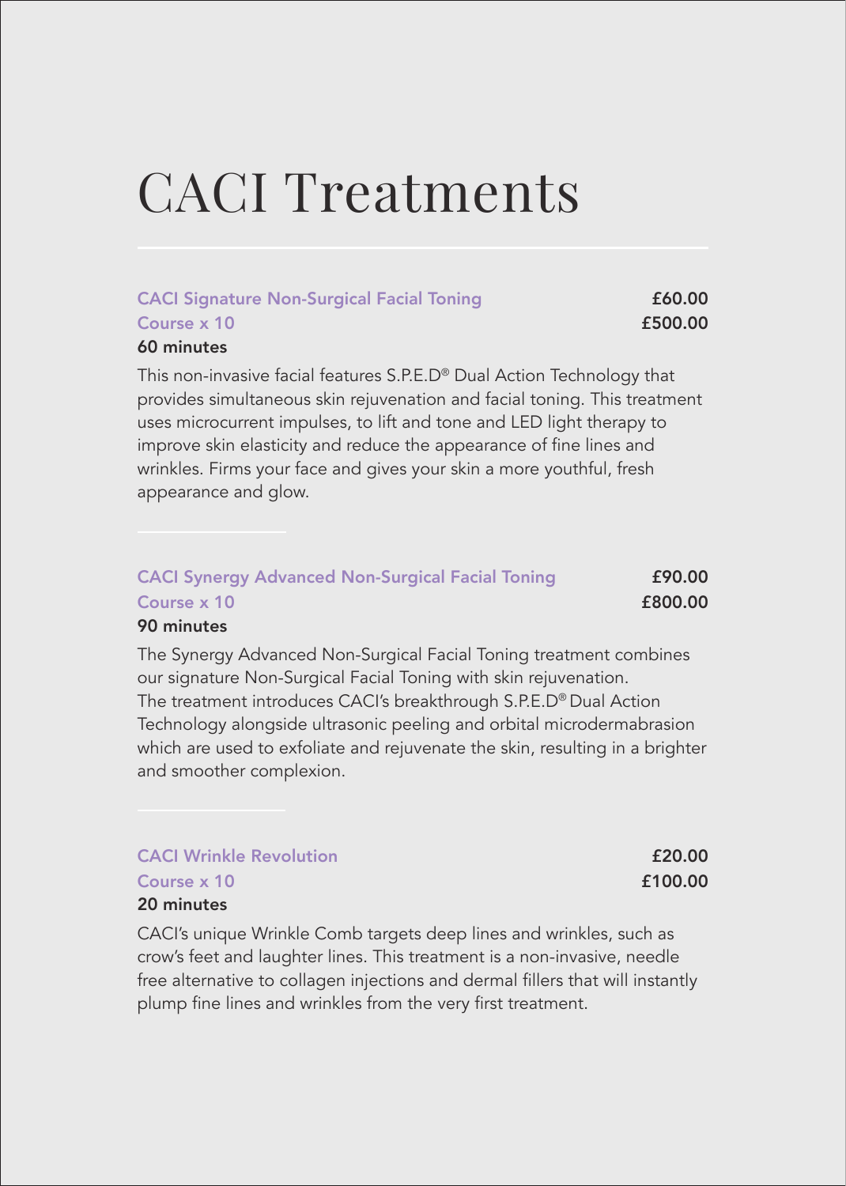# CACI Treatments

**CACI Signature Non-Surgical Facial Toning** — **£60.00**
**Course x 10** — **£500.00**
**60 minutes**

This non-invasive facial features S.P.E.D® Dual Action Technology that provides simultaneous skin rejuvenation and facial toning. This treatment uses microcurrent impulses, to lift and tone and LED light therapy to improve skin elasticity and reduce the appearance of fine lines and wrinkles. Firms your face and gives your skin a more youthful, fresh appearance and glow.

**CACI Synergy Advanced Non-Surgical Facial Toning** — **£90.00**
**Course x 10** — **£800.00**
**90 minutes**

The Synergy Advanced Non-Surgical Facial Toning treatment combines our signature Non-Surgical Facial Toning with skin rejuvenation. The treatment introduces CACI's breakthrough S.P.E.D® Dual Action Technology alongside ultrasonic peeling and orbital microdermabrasion which are used to exfoliate and rejuvenate the skin, resulting in a brighter and smoother complexion.

**CACI Wrinkle Revolution** — **£20.00**
**Course x 10** — **£100.00**
**20 minutes**

CACI's unique Wrinkle Comb targets deep lines and wrinkles, such as crow's feet and laughter lines. This treatment is a non-invasive, needle free alternative to collagen injections and dermal fillers that will instantly plump fine lines and wrinkles from the very first treatment.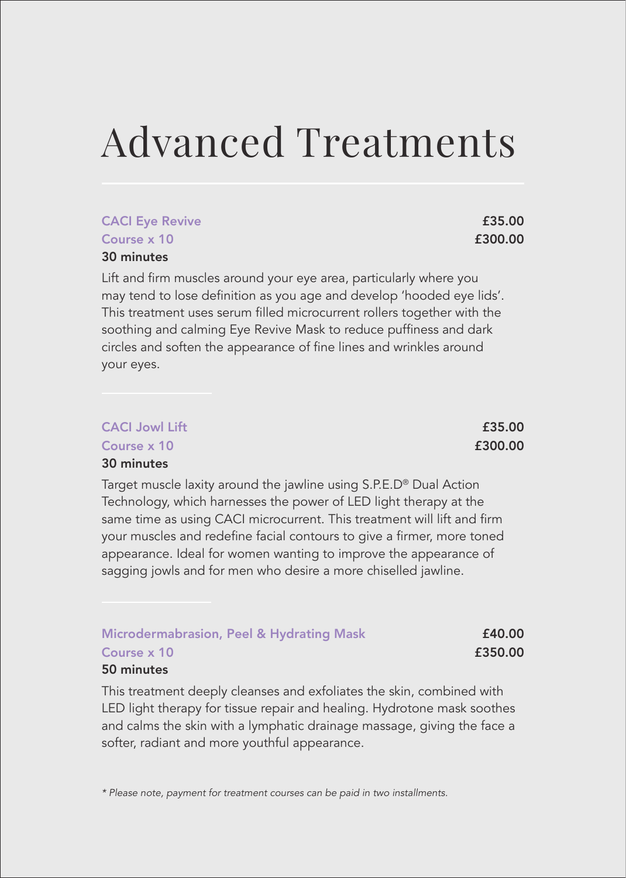# Advanced Treatments

**CACI Eye Revive** **£35.00**
**Course x 10** **£300.00**
**30 minutes**

Lift and firm muscles around your eye area, particularly where you may tend to lose definition as you age and develop 'hooded eye lids'. This treatment uses serum filled microcurrent rollers together with the soothing and calming Eye Revive Mask to reduce puffiness and dark circles and soften the appearance of fine lines and wrinkles around your eyes.

**CACI Jowl Lift** **£35.00**
**Course x 10** **£300.00**
**30 minutes**

Target muscle laxity around the jawline using S.P.E.D® Dual Action Technology, which harnesses the power of LED light therapy at the same time as using CACI microcurrent. This treatment will lift and firm your muscles and redefine facial contours to give a firmer, more toned appearance. Ideal for women wanting to improve the appearance of sagging jowls and for men who desire a more chiselled jawline.

**Microdermabrasion, Peel & Hydrating Mask** **£40.00**
**Course x 10** **£350.00**
**50 minutes**

This treatment deeply cleanses and exfoliates the skin, combined with LED light therapy for tissue repair and healing. Hydrotone mask soothes and calms the skin with a lymphatic drainage massage, giving the face a softer, radiant and more youthful appearance.

*\* Please note, payment for treatment courses can be paid in two installments.*